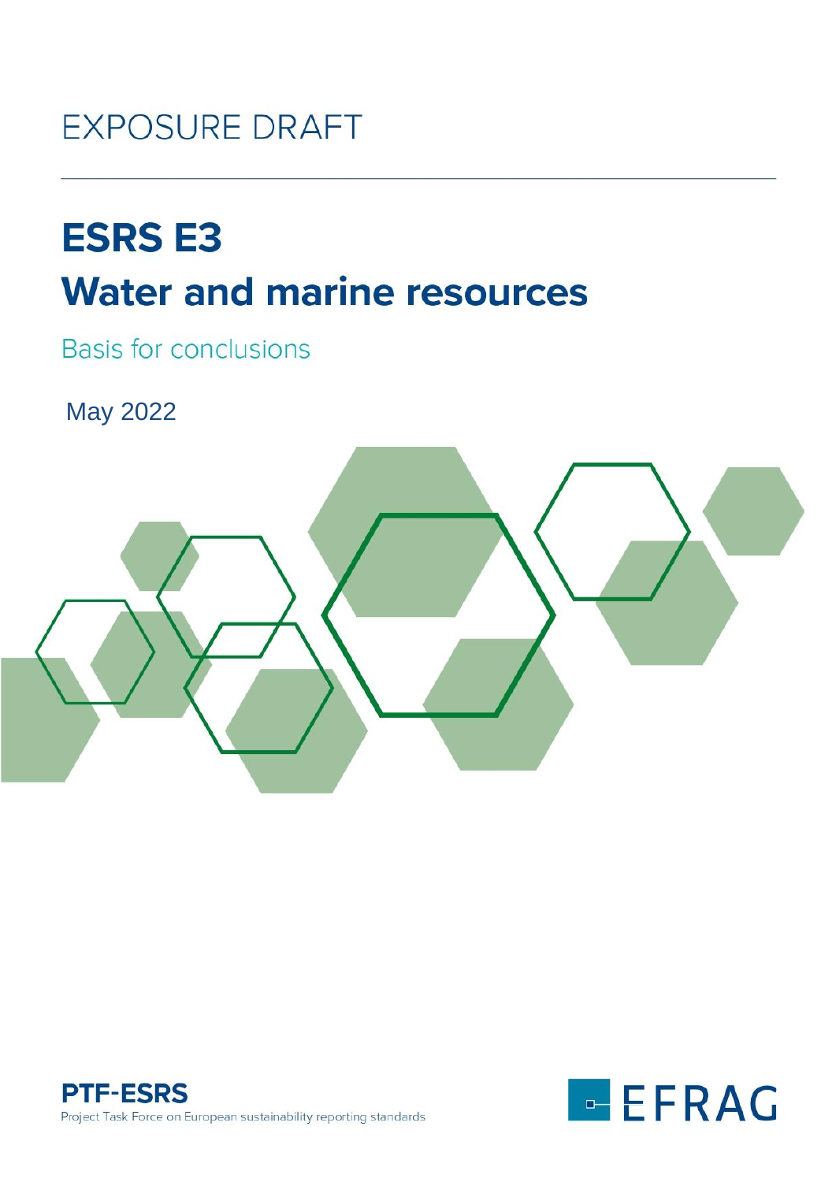EXPOSURE DRAFT

# ESRS E3

# Water and marine resources

## Basis for conclusions

May 2022

**PTF-ESRS**

Project Task Force on European sustainability reporting standards

EFRAG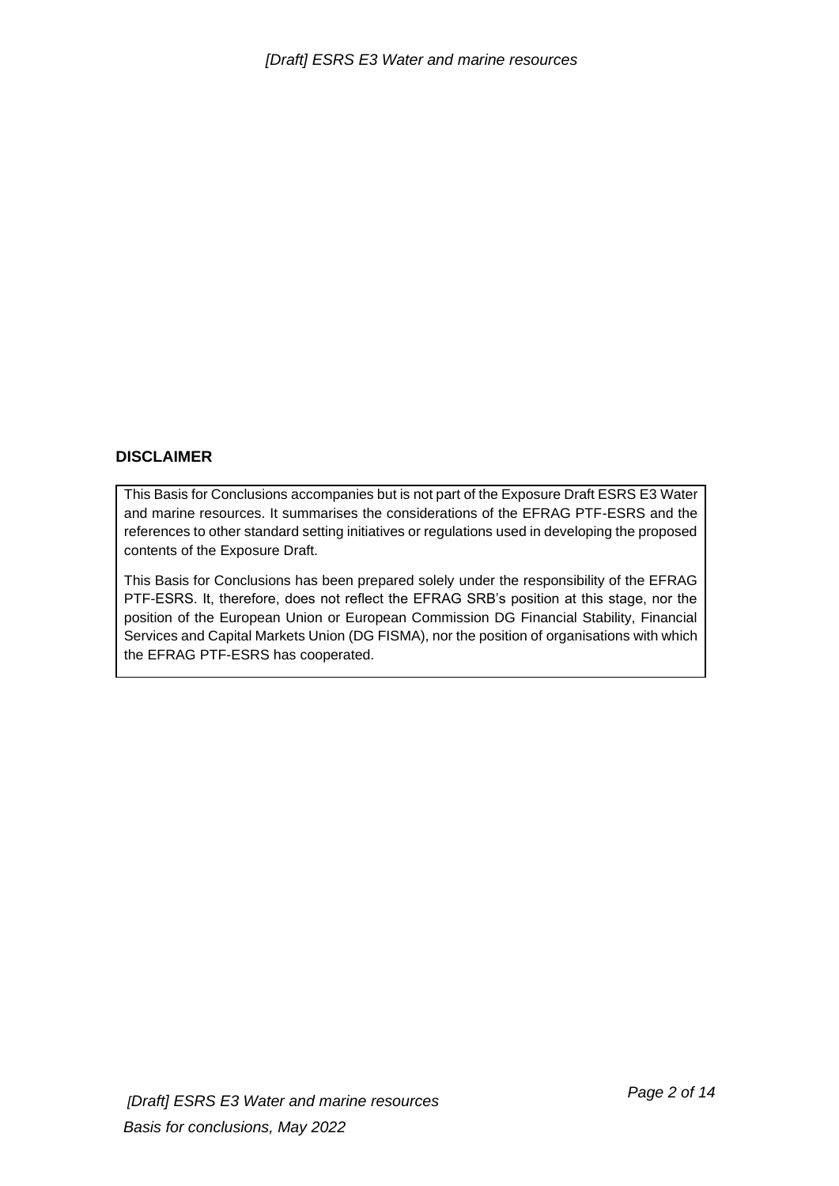## DISCLAIMER

This Basis for Conclusions accompanies but is not part of the Exposure Draft ESRS E3 Water and marine resources. It summarises the considerations of the EFRAG PTF-ESRS and the references to other standard setting initiatives or regulations used in developing the proposed contents of the Exposure Draft.

This Basis for Conclusions has been prepared solely under the responsibility of the EFRAG PTF-ESRS. It, therefore, does not reflect the EFRAG SRB's position at this stage, nor the position of the European Union or European Commission DG Financial Stability, Financial Services and Capital Markets Union (DG FISMA), nor the position of organisations with which the EFRAG PTF-ESRS has cooperated.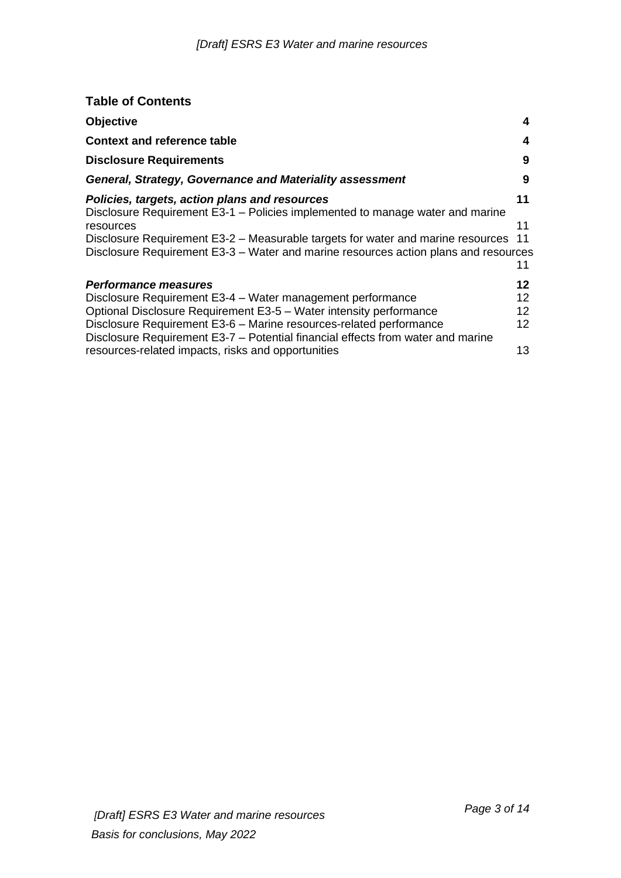## Table of Contents

| | |
|---|---|
| **Objective** | **4** |
| **Context and reference table** | **4** |
| **Disclosure Requirements** | **9** |
| ***General, Strategy, Governance and Materiality assessment*** | **9** |
| ***Policies, targets, action plans and resources*** | **11** |
| Disclosure Requirement E3-1 – Policies implemented to manage water and marine resources | 11 |
| Disclosure Requirement E3-2 – Measurable targets for water and marine resources | 11 |
| Disclosure Requirement E3-3 – Water and marine resources action plans and resources | 11 |
| ***Performance measures*** | **12** |
| Disclosure Requirement E3-4 – Water management performance | 12 |
| Optional Disclosure Requirement E3-5 – Water intensity performance | 12 |
| Disclosure Requirement E3-6 – Marine resources-related performance | 12 |
| Disclosure Requirement E3-7 – Potential financial effects from water and marine resources-related impacts, risks and opportunities | 13 |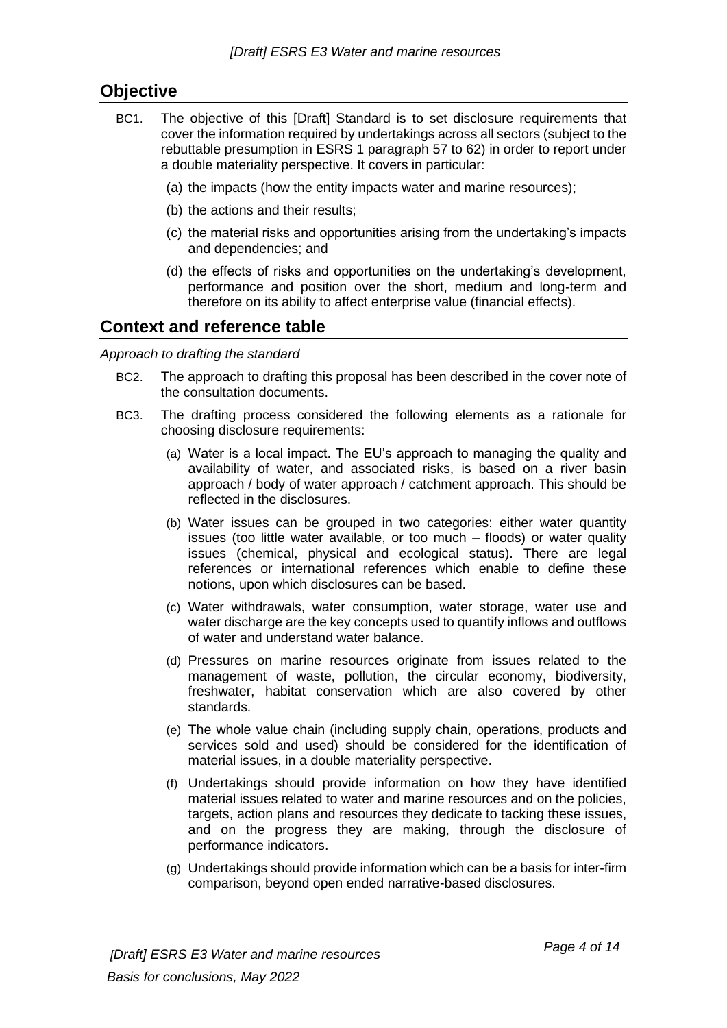## Objective

BC1. The objective of this [Draft] Standard is to set disclosure requirements that cover the information required by undertakings across all sectors (subject to the rebuttable presumption in ESRS 1 paragraph 57 to 62) in order to report under a double materiality perspective. It covers in particular:

(a) the impacts (how the entity impacts water and marine resources);

(b) the actions and their results;

(c) the material risks and opportunities arising from the undertaking's impacts and dependencies; and

(d) the effects of risks and opportunities on the undertaking's development, performance and position over the short, medium and long-term and therefore on its ability to affect enterprise value (financial effects).

## Context and reference table

*Approach to drafting the standard*

BC2. The approach to drafting this proposal has been described in the cover note of the consultation documents.

BC3. The drafting process considered the following elements as a rationale for choosing disclosure requirements:

(a) Water is a local impact. The EU's approach to managing the quality and availability of water, and associated risks, is based on a river basin approach / body of water approach / catchment approach. This should be reflected in the disclosures.

(b) Water issues can be grouped in two categories: either water quantity issues (too little water available, or too much – floods) or water quality issues (chemical, physical and ecological status). There are legal references or international references which enable to define these notions, upon which disclosures can be based.

(c) Water withdrawals, water consumption, water storage, water use and water discharge are the key concepts used to quantify inflows and outflows of water and understand water balance.

(d) Pressures on marine resources originate from issues related to the management of waste, pollution, the circular economy, biodiversity, freshwater, habitat conservation which are also covered by other standards.

(e) The whole value chain (including supply chain, operations, products and services sold and used) should be considered for the identification of material issues, in a double materiality perspective.

(f) Undertakings should provide information on how they have identified material issues related to water and marine resources and on the policies, targets, action plans and resources they dedicate to tacking these issues, and on the progress they are making, through the disclosure of performance indicators.

(g) Undertakings should provide information which can be a basis for inter-firm comparison, beyond open ended narrative-based disclosures.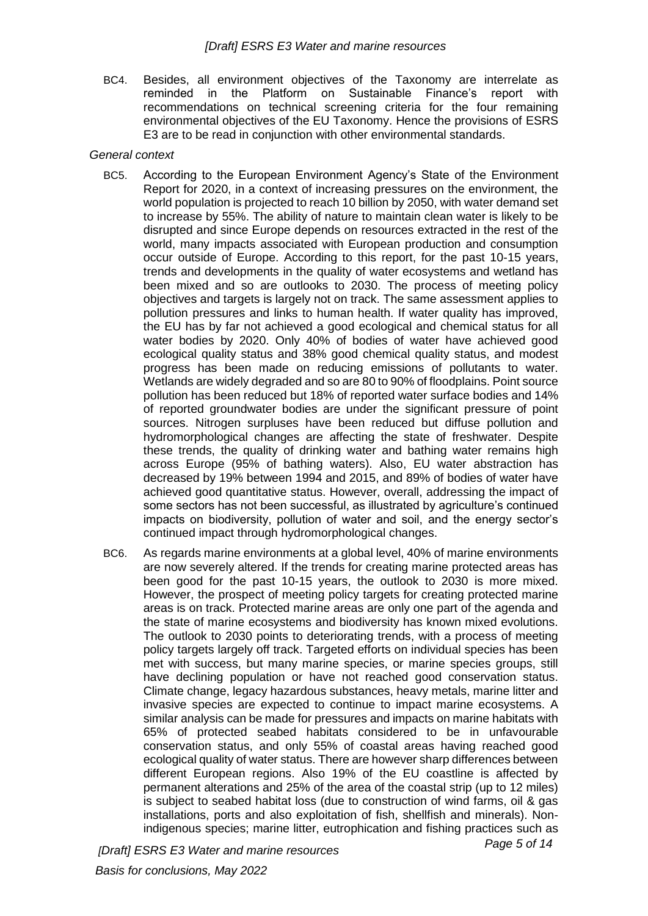BC4. Besides, all environment objectives of the Taxonomy are interrelate as reminded in the Platform on Sustainable Finance's report with recommendations on technical screening criteria for the four remaining environmental objectives of the EU Taxonomy. Hence the provisions of ESRS E3 are to be read in conjunction with other environmental standards.

*General context*

BC5. According to the European Environment Agency's State of the Environment Report for 2020, in a context of increasing pressures on the environment, the world population is projected to reach 10 billion by 2050, with water demand set to increase by 55%. The ability of nature to maintain clean water is likely to be disrupted and since Europe depends on resources extracted in the rest of the world, many impacts associated with European production and consumption occur outside of Europe. According to this report, for the past 10-15 years, trends and developments in the quality of water ecosystems and wetland has been mixed and so are outlooks to 2030. The process of meeting policy objectives and targets is largely not on track. The same assessment applies to pollution pressures and links to human health. If water quality has improved, the EU has by far not achieved a good ecological and chemical status for all water bodies by 2020. Only 40% of bodies of water have achieved good ecological quality status and 38% good chemical quality status, and modest progress has been made on reducing emissions of pollutants to water. Wetlands are widely degraded and so are 80 to 90% of floodplains. Point source pollution has been reduced but 18% of reported water surface bodies and 14% of reported groundwater bodies are under the significant pressure of point sources. Nitrogen surpluses have been reduced but diffuse pollution and hydromorphological changes are affecting the state of freshwater. Despite these trends, the quality of drinking water and bathing water remains high across Europe (95% of bathing waters). Also, EU water abstraction has decreased by 19% between 1994 and 2015, and 89% of bodies of water have achieved good quantitative status. However, overall, addressing the impact of some sectors has not been successful, as illustrated by agriculture's continued impacts on biodiversity, pollution of water and soil, and the energy sector's continued impact through hydromorphological changes.

BC6. As regards marine environments at a global level, 40% of marine environments are now severely altered. If the trends for creating marine protected areas has been good for the past 10-15 years, the outlook to 2030 is more mixed. However, the prospect of meeting policy targets for creating protected marine areas is on track. Protected marine areas are only one part of the agenda and the state of marine ecosystems and biodiversity has known mixed evolutions. The outlook to 2030 points to deteriorating trends, with a process of meeting policy targets largely off track. Targeted efforts on individual species has been met with success, but many marine species, or marine species groups, still have declining population or have not reached good conservation status. Climate change, legacy hazardous substances, heavy metals, marine litter and invasive species are expected to continue to impact marine ecosystems. A similar analysis can be made for pressures and impacts on marine habitats with 65% of protected seabed habitats considered to be in unfavourable conservation status, and only 55% of coastal areas having reached good ecological quality of water status. There are however sharp differences between different European regions. Also 19% of the EU coastline is affected by permanent alterations and 25% of the area of the coastal strip (up to 12 miles) is subject to seabed habitat loss (due to construction of wind farms, oil & gas installations, ports and also exploitation of fish, shellfish and minerals). Non-indigenous species; marine litter, eutrophication and fishing practices such as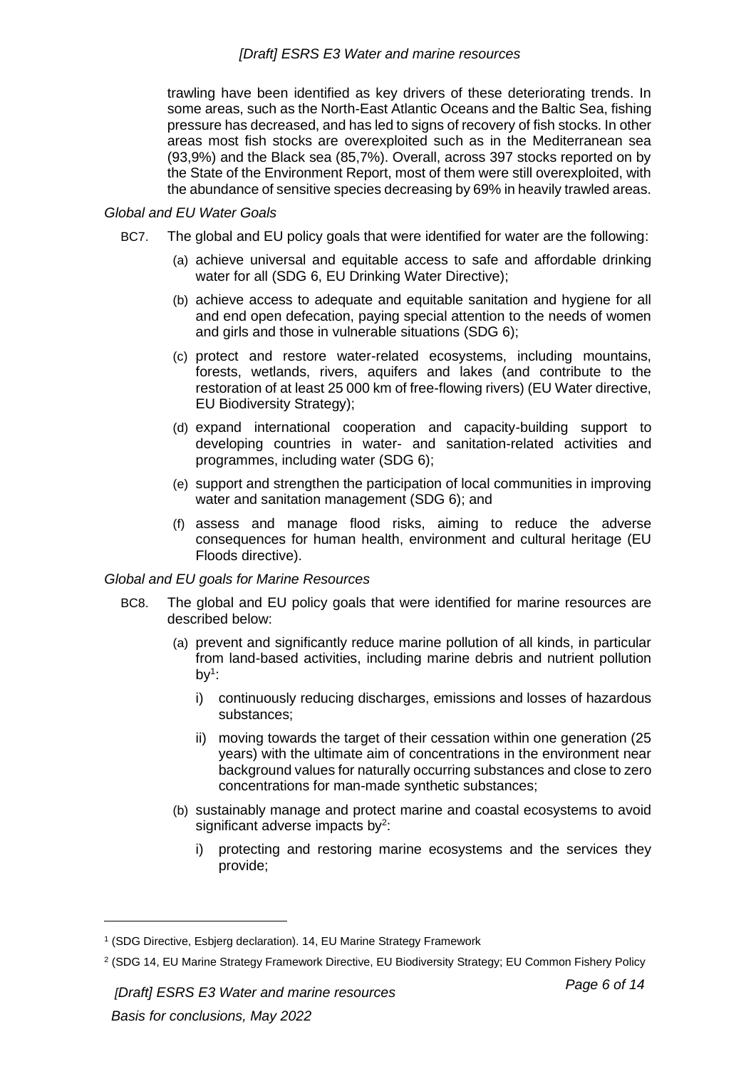trawling have been identified as key drivers of these deteriorating trends. In some areas, such as the North-East Atlantic Oceans and the Baltic Sea, fishing pressure has decreased, and has led to signs of recovery of fish stocks. In other areas most fish stocks are overexploited such as in the Mediterranean sea (93,9%) and the Black sea (85,7%). Overall, across 397 stocks reported on by the State of the Environment Report, most of them were still overexploited, with the abundance of sensitive species decreasing by 69% in heavily trawled areas.

*Global and EU Water Goals*

BC7. The global and EU policy goals that were identified for water are the following:

(a) achieve universal and equitable access to safe and affordable drinking water for all (SDG 6, EU Drinking Water Directive);

(b) achieve access to adequate and equitable sanitation and hygiene for all and end open defecation, paying special attention to the needs of women and girls and those in vulnerable situations (SDG 6);

(c) protect and restore water-related ecosystems, including mountains, forests, wetlands, rivers, aquifers and lakes (and contribute to the restoration of at least 25 000 km of free-flowing rivers) (EU Water directive, EU Biodiversity Strategy);

(d) expand international cooperation and capacity-building support to developing countries in water- and sanitation-related activities and programmes, including water (SDG 6);

(e) support and strengthen the participation of local communities in improving water and sanitation management (SDG 6); and

(f) assess and manage flood risks, aiming to reduce the adverse consequences for human health, environment and cultural heritage (EU Floods directive).

*Global and EU goals for Marine Resources*

BC8. The global and EU policy goals that were identified for marine resources are described below:

(a) prevent and significantly reduce marine pollution of all kinds, in particular from land-based activities, including marine debris and nutrient pollution by[1]:

i) continuously reducing discharges, emissions and losses of hazardous substances;

ii) moving towards the target of their cessation within one generation (25 years) with the ultimate aim of concentrations in the environment near background values for naturally occurring substances and close to zero concentrations for man-made synthetic substances;

(b) sustainably manage and protect marine and coastal ecosystems to avoid significant adverse impacts by[2]:

i) protecting and restoring marine ecosystems and the services they provide;

---

[1] (SDG Directive, Esbjerg declaration). 14, EU Marine Strategy Framework

[2] (SDG 14, EU Marine Strategy Framework Directive, EU Biodiversity Strategy; EU Common Fishery Policy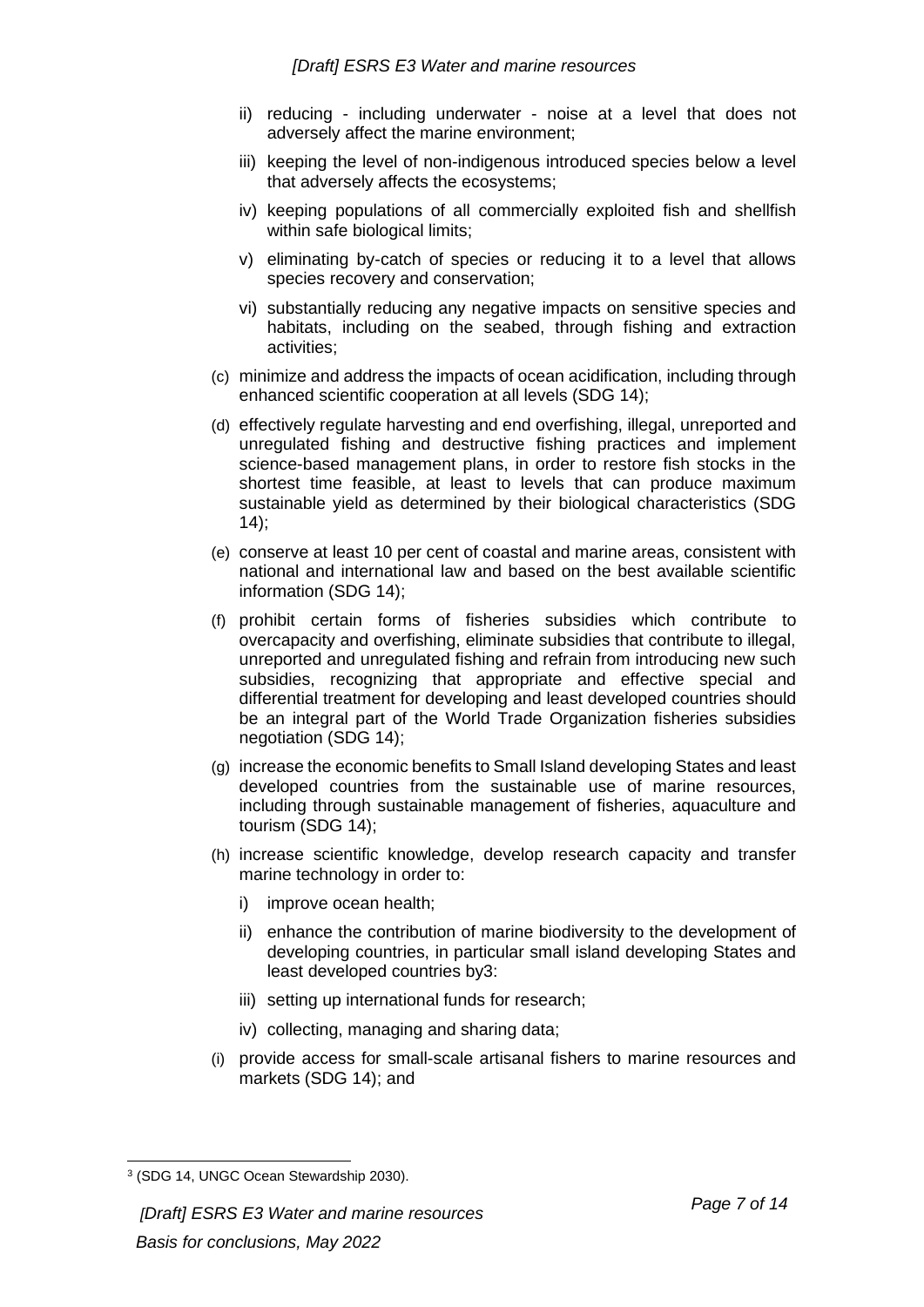ii) reducing - including underwater - noise at a level that does not adversely affect the marine environment;

iii) keeping the level of non-indigenous introduced species below a level that adversely affects the ecosystems;

iv) keeping populations of all commercially exploited fish and shellfish within safe biological limits;

v) eliminating by-catch of species or reducing it to a level that allows species recovery and conservation;

vi) substantially reducing any negative impacts on sensitive species and habitats, including on the seabed, through fishing and extraction activities;

(c) minimize and address the impacts of ocean acidification, including through enhanced scientific cooperation at all levels (SDG 14);

(d) effectively regulate harvesting and end overfishing, illegal, unreported and unregulated fishing and destructive fishing practices and implement science-based management plans, in order to restore fish stocks in the shortest time feasible, at least to levels that can produce maximum sustainable yield as determined by their biological characteristics (SDG 14);

(e) conserve at least 10 per cent of coastal and marine areas, consistent with national and international law and based on the best available scientific information (SDG 14);

(f) prohibit certain forms of fisheries subsidies which contribute to overcapacity and overfishing, eliminate subsidies that contribute to illegal, unreported and unregulated fishing and refrain from introducing new such subsidies, recognizing that appropriate and effective special and differential treatment for developing and least developed countries should be an integral part of the World Trade Organization fisheries subsidies negotiation (SDG 14);

(g) increase the economic benefits to Small Island developing States and least developed countries from the sustainable use of marine resources, including through sustainable management of fisheries, aquaculture and tourism (SDG 14);

(h) increase scientific knowledge, develop research capacity and transfer marine technology in order to:

i) improve ocean health;

ii) enhance the contribution of marine biodiversity to the development of developing countries, in particular small island developing States and least developed countries by[3]:

iii) setting up international funds for research;

iv) collecting, managing and sharing data;

(i) provide access for small-scale artisanal fishers to marine resources and markets (SDG 14); and

---

[3] (SDG 14, UNGC Ocean Stewardship 2030).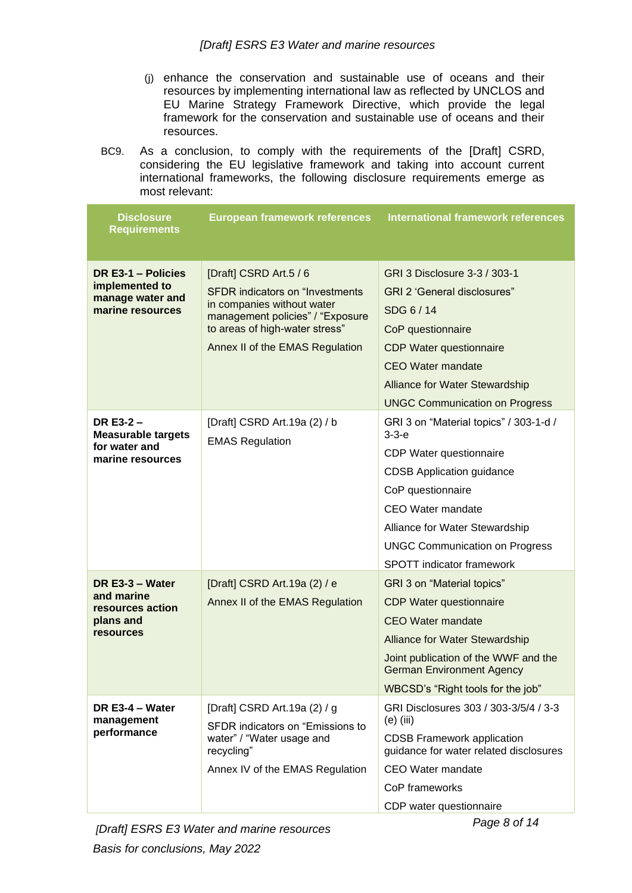(j) enhance the conservation and sustainable use of oceans and their resources by implementing international law as reflected by UNCLOS and EU Marine Strategy Framework Directive, which provide the legal framework for the conservation and sustainable use of oceans and their resources.

BC9. As a conclusion, to comply with the requirements of the [Draft] CSRD, considering the EU legislative framework and taking into account current international frameworks, the following disclosure requirements emerge as most relevant:

| Disclosure Requirements | European framework references | International framework references |
|---|---|---|
| **DR E3-1 – Policies implemented to manage water and marine resources** | [Draft] CSRD Art.5 / 6<br>SFDR indicators on "Investments in companies without water management policies" / "Exposure to areas of high-water stress"<br>Annex II of the EMAS Regulation | GRI 3 Disclosure 3-3 / 303-1<br>GRI 2 'General disclosures"<br>SDG 6 / 14<br>CoP questionnaire<br>CDP Water questionnaire<br>CEO Water mandate<br>Alliance for Water Stewardship<br>UNGC Communication on Progress |
| **DR E3-2 – Measurable targets for water and marine resources** | [Draft] CSRD Art.19a (2) / b<br>EMAS Regulation | GRI 3 on "Material topics" / 303-1-d / 3-3-e<br>CDP Water questionnaire<br>CDSB Application guidance<br>CoP questionnaire<br>CEO Water mandate<br>Alliance for Water Stewardship<br>UNGC Communication on Progress<br>SPOTT indicator framework |
| **DR E3-3 – Water and marine resources action plans and resources** | [Draft] CSRD Art.19a (2) / e<br>Annex II of the EMAS Regulation | GRI 3 on "Material topics"<br>CDP Water questionnaire<br>CEO Water mandate<br>Alliance for Water Stewardship<br>Joint publication of the WWF and the German Environment Agency<br>WBCSD's "Right tools for the job" |
| **DR E3-4 – Water management performance** | [Draft] CSRD Art.19a (2) / g<br>SFDR indicators on "Emissions to water" / "Water usage and recycling"<br>Annex IV of the EMAS Regulation | GRI Disclosures 303 / 303-3/5/4 / 3-3 (e) (iii)<br>CDSB Framework application guidance for water related disclosures<br>CEO Water mandate<br>CoP frameworks<br>CDP water questionnaire |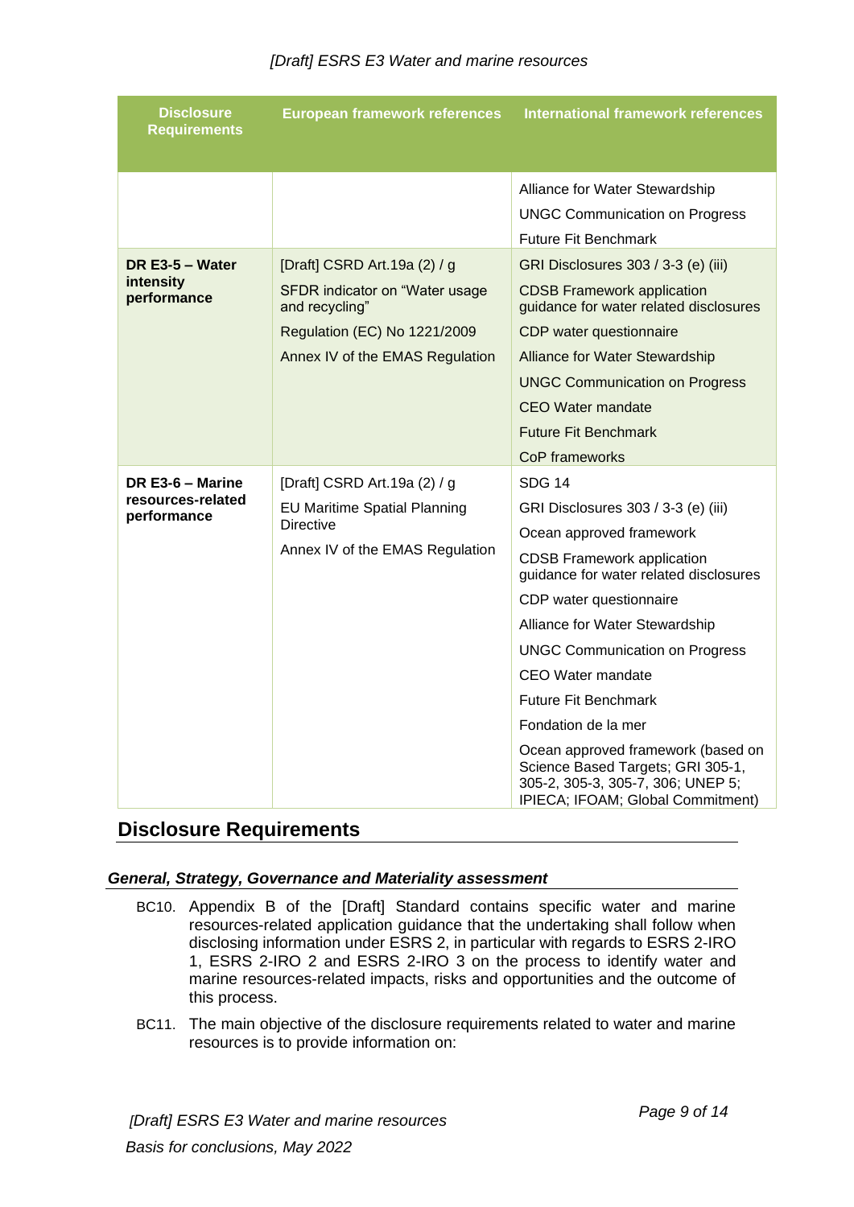| Disclosure Requirements | European framework references | International framework references |
|---|---|---|
| | | Alliance for Water Stewardship<br>UNGC Communication on Progress<br>Future Fit Benchmark |
| **DR E3-5 – Water intensity performance** | [Draft] CSRD Art.19a (2) / g<br>SFDR indicator on "Water usage and recycling"<br>Regulation (EC) No 1221/2009<br>Annex IV of the EMAS Regulation | GRI Disclosures 303 / 3-3 (e) (iii)<br>CDSB Framework application guidance for water related disclosures<br>CDP water questionnaire<br>Alliance for Water Stewardship<br>UNGC Communication on Progress<br>CEO Water mandate<br>Future Fit Benchmark<br>CoP frameworks |
| **DR E3-6 – Marine resources-related performance** | [Draft] CSRD Art.19a (2) / g<br>EU Maritime Spatial Planning Directive<br>Annex IV of the EMAS Regulation | SDG 14<br>GRI Disclosures 303 / 3-3 (e) (iii)<br>Ocean approved framework<br>CDSB Framework application guidance for water related disclosures<br>CDP water questionnaire<br>Alliance for Water Stewardship<br>UNGC Communication on Progress<br>CEO Water mandate<br>Future Fit Benchmark<br>Fondation de la mer<br>Ocean approved framework (based on Science Based Targets; GRI 305-1, 305-2, 305-3, 305-7, 306; UNEP 5; IPIECA; IFOAM; Global Commitment) |

## Disclosure Requirements

### *General, Strategy, Governance and Materiality assessment*

BC10. Appendix B of the [Draft] Standard contains specific water and marine resources-related application guidance that the undertaking shall follow when disclosing information under ESRS 2, in particular with regards to ESRS 2-IRO 1, ESRS 2-IRO 2 and ESRS 2-IRO 3 on the process to identify water and marine resources-related impacts, risks and opportunities and the outcome of this process.

BC11. The main objective of the disclosure requirements related to water and marine resources is to provide information on: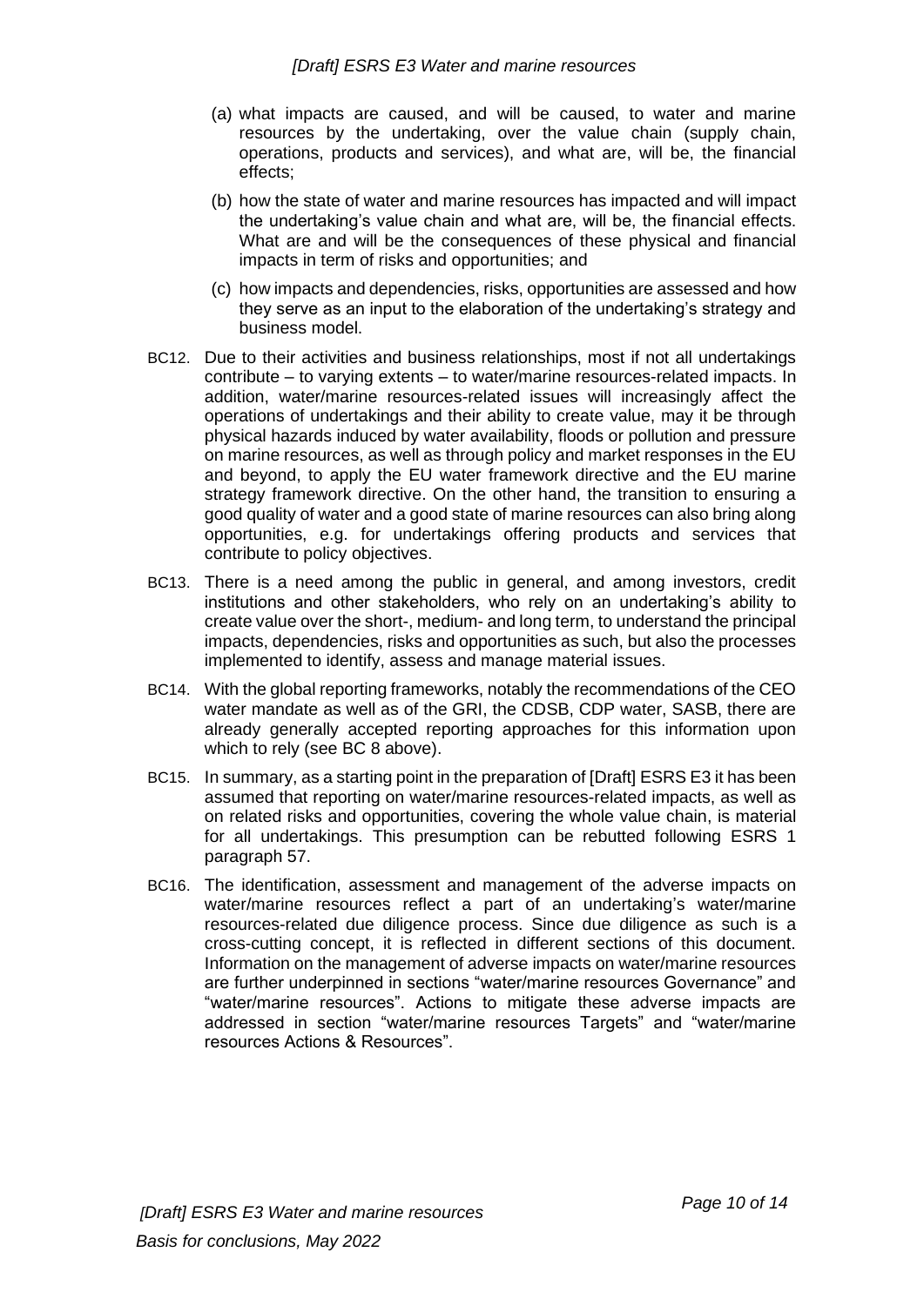(a) what impacts are caused, and will be caused, to water and marine resources by the undertaking, over the value chain (supply chain, operations, products and services), and what are, will be, the financial effects;

(b) how the state of water and marine resources has impacted and will impact the undertaking's value chain and what are, will be, the financial effects. What are and will be the consequences of these physical and financial impacts in term of risks and opportunities; and

(c) how impacts and dependencies, risks, opportunities are assessed and how they serve as an input to the elaboration of the undertaking's strategy and business model.

BC12. Due to their activities and business relationships, most if not all undertakings contribute – to varying extents – to water/marine resources-related impacts. In addition, water/marine resources-related issues will increasingly affect the operations of undertakings and their ability to create value, may it be through physical hazards induced by water availability, floods or pollution and pressure on marine resources, as well as through policy and market responses in the EU and beyond, to apply the EU water framework directive and the EU marine strategy framework directive. On the other hand, the transition to ensuring a good quality of water and a good state of marine resources can also bring along opportunities, e.g. for undertakings offering products and services that contribute to policy objectives.

BC13. There is a need among the public in general, and among investors, credit institutions and other stakeholders, who rely on an undertaking's ability to create value over the short-, medium- and long term, to understand the principal impacts, dependencies, risks and opportunities as such, but also the processes implemented to identify, assess and manage material issues.

BC14. With the global reporting frameworks, notably the recommendations of the CEO water mandate as well as of the GRI, the CDSB, CDP water, SASB, there are already generally accepted reporting approaches for this information upon which to rely (see BC 8 above).

BC15. In summary, as a starting point in the preparation of [Draft] ESRS E3 it has been assumed that reporting on water/marine resources-related impacts, as well as on related risks and opportunities, covering the whole value chain, is material for all undertakings. This presumption can be rebutted following ESRS 1 paragraph 57.

BC16. The identification, assessment and management of the adverse impacts on water/marine resources reflect a part of an undertaking's water/marine resources-related due diligence process. Since due diligence as such is a cross-cutting concept, it is reflected in different sections of this document. Information on the management of adverse impacts on water/marine resources are further underpinned in sections "water/marine resources Governance" and "water/marine resources". Actions to mitigate these adverse impacts are addressed in section "water/marine resources Targets" and "water/marine resources Actions & Resources".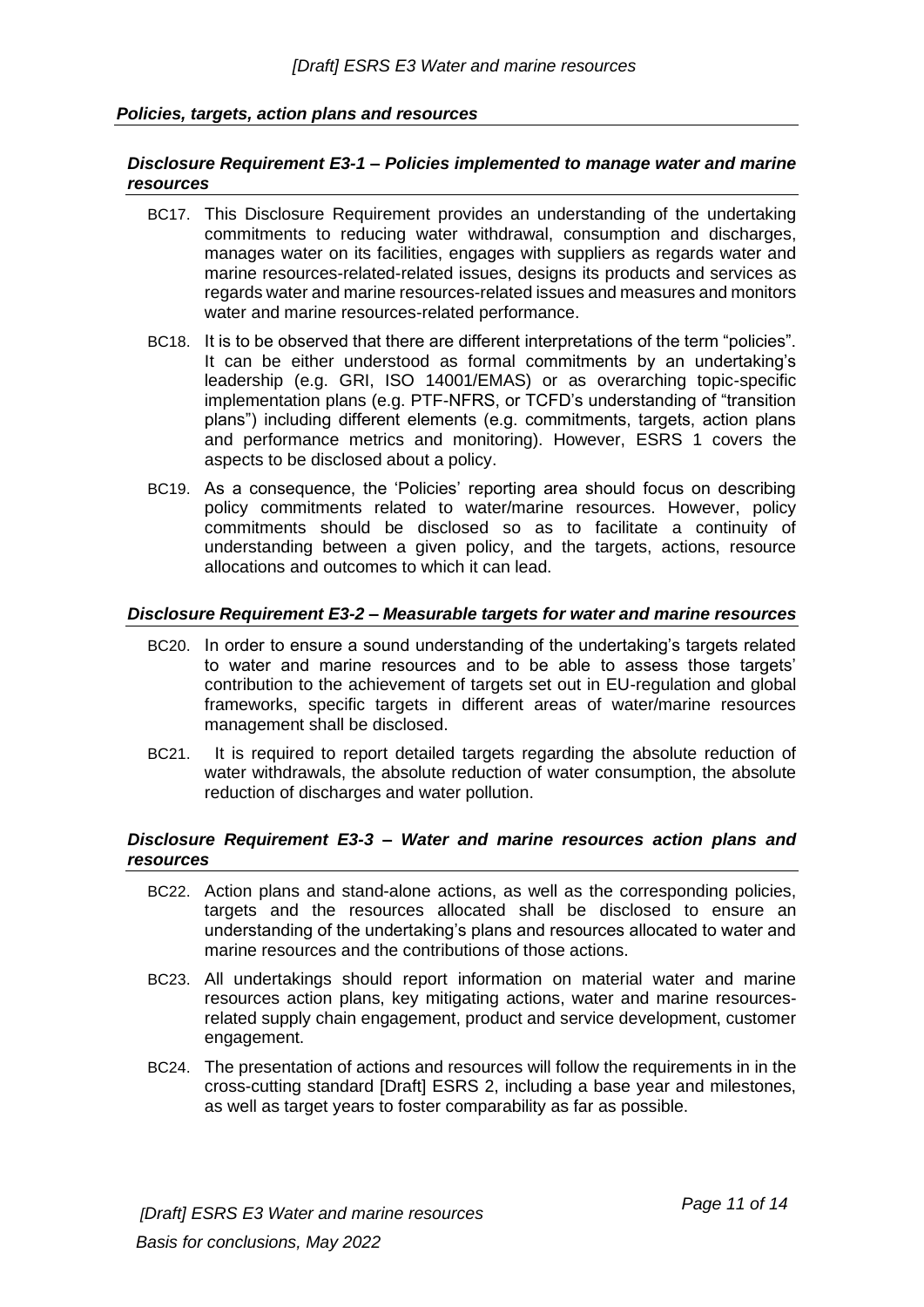### *Policies, targets, action plans and resources*

#### *Disclosure Requirement E3-1 – Policies implemented to manage water and marine resources*

BC17. This Disclosure Requirement provides an understanding of the undertaking commitments to reducing water withdrawal, consumption and discharges, manages water on its facilities, engages with suppliers as regards water and marine resources-related-related issues, designs its products and services as regards water and marine resources-related issues and measures and monitors water and marine resources-related performance.

BC18. It is to be observed that there are different interpretations of the term "policies". It can be either understood as formal commitments by an undertaking's leadership (e.g. GRI, ISO 14001/EMAS) or as overarching topic-specific implementation plans (e.g. PTF-NFRS, or TCFD's understanding of "transition plans") including different elements (e.g. commitments, targets, action plans and performance metrics and monitoring). However, ESRS 1 covers the aspects to be disclosed about a policy.

BC19. As a consequence, the 'Policies' reporting area should focus on describing policy commitments related to water/marine resources. However, policy commitments should be disclosed so as to facilitate a continuity of understanding between a given policy, and the targets, actions, resource allocations and outcomes to which it can lead.

#### *Disclosure Requirement E3-2 – Measurable targets for water and marine resources*

BC20. In order to ensure a sound understanding of the undertaking's targets related to water and marine resources and to be able to assess those targets' contribution to the achievement of targets set out in EU-regulation and global frameworks, specific targets in different areas of water/marine resources management shall be disclosed.

BC21. It is required to report detailed targets regarding the absolute reduction of water withdrawals, the absolute reduction of water consumption, the absolute reduction of discharges and water pollution.

#### *Disclosure Requirement E3-3 – Water and marine resources action plans and resources*

BC22. Action plans and stand-alone actions, as well as the corresponding policies, targets and the resources allocated shall be disclosed to ensure an understanding of the undertaking's plans and resources allocated to water and marine resources and the contributions of those actions.

BC23. All undertakings should report information on material water and marine resources action plans, key mitigating actions, water and marine resources-related supply chain engagement, product and service development, customer engagement.

BC24. The presentation of actions and resources will follow the requirements in in the cross-cutting standard [Draft] ESRS 2, including a base year and milestones, as well as target years to foster comparability as far as possible.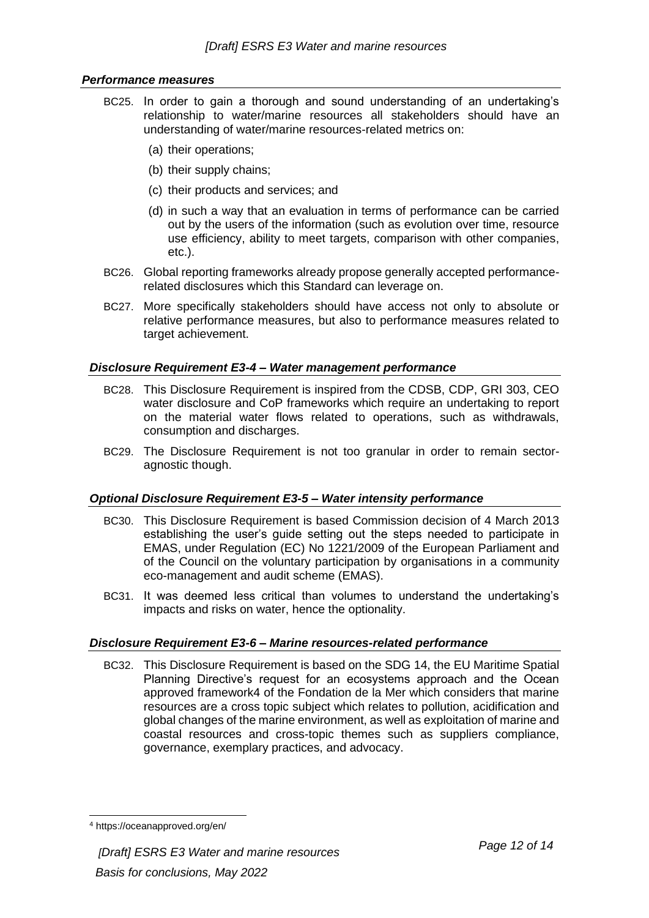### *Performance measures*

BC25. In order to gain a thorough and sound understanding of an undertaking's relationship to water/marine resources all stakeholders should have an understanding of water/marine resources-related metrics on:

- (a) their operations;
- (b) their supply chains;
- (c) their products and services; and
- (d) in such a way that an evaluation in terms of performance can be carried out by the users of the information (such as evolution over time, resource use efficiency, ability to meet targets, comparison with other companies, etc.).

BC26. Global reporting frameworks already propose generally accepted performance-related disclosures which this Standard can leverage on.

BC27. More specifically stakeholders should have access not only to absolute or relative performance measures, but also to performance measures related to target achievement.

### *Disclosure Requirement E3-4 – Water management performance*

BC28. This Disclosure Requirement is inspired from the CDSB, CDP, GRI 303, CEO water disclosure and CoP frameworks which require an undertaking to report on the material water flows related to operations, such as withdrawals, consumption and discharges.

BC29. The Disclosure Requirement is not too granular in order to remain sector-agnostic though.

### *Optional Disclosure Requirement E3-5 – Water intensity performance*

BC30. This Disclosure Requirement is based Commission decision of 4 March 2013 establishing the user's guide setting out the steps needed to participate in EMAS, under Regulation (EC) No 1221/2009 of the European Parliament and of the Council on the voluntary participation by organisations in a community eco-management and audit scheme (EMAS).

BC31. It was deemed less critical than volumes to understand the undertaking's impacts and risks on water, hence the optionality.

### *Disclosure Requirement E3-6 – Marine resources-related performance*

BC32. This Disclosure Requirement is based on the SDG 14, the EU Maritime Spatial Planning Directive's request for an ecosystems approach and the Ocean approved framework4 of the Fondation de la Mer which considers that marine resources are a cross topic subject which relates to pollution, acidification and global changes of the marine environment, as well as exploitation of marine and coastal resources and cross-topic themes such as suppliers compliance, governance, exemplary practices, and advocacy.

---

[4] https://oceanapproved.org/en/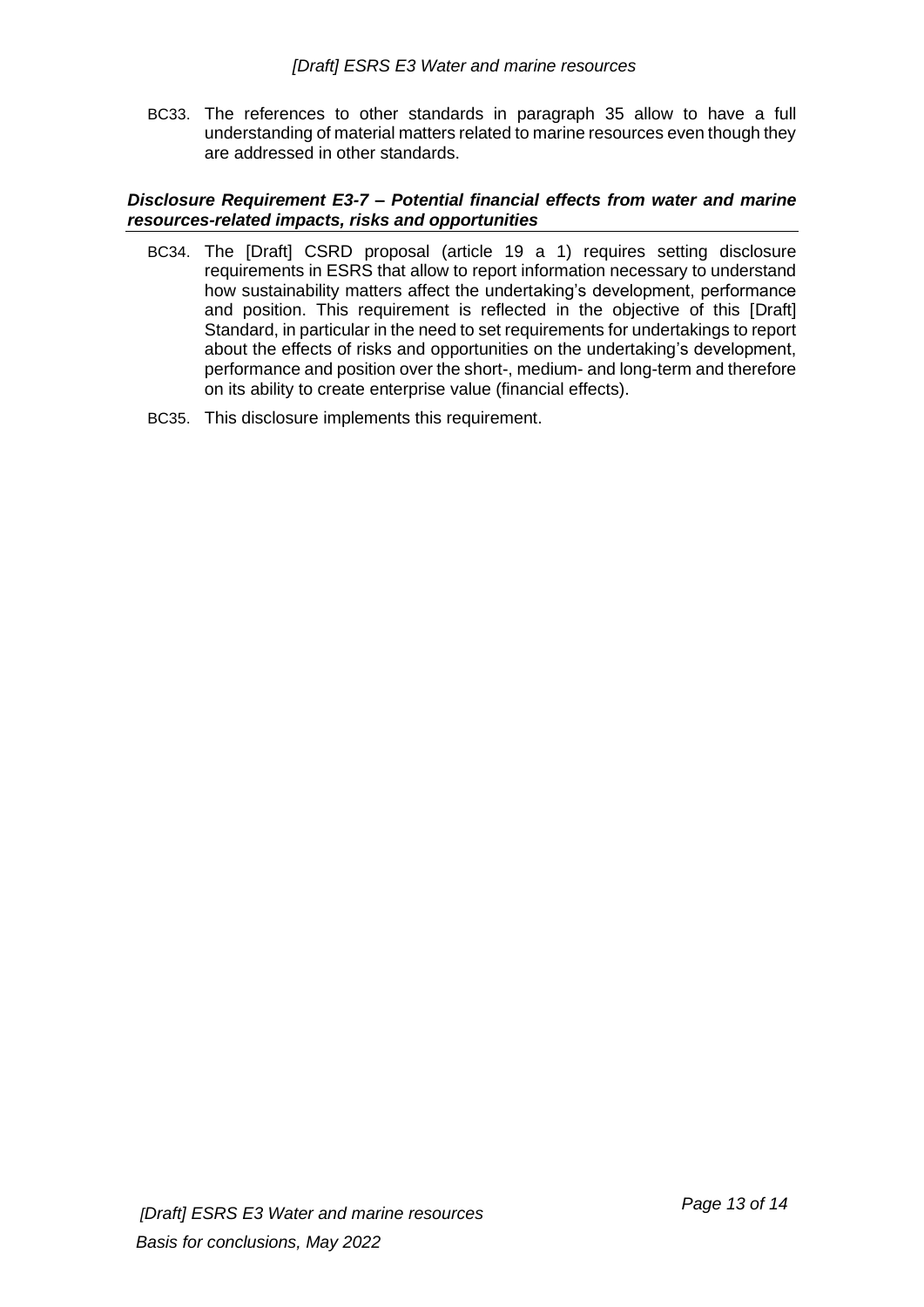BC33. The references to other standards in paragraph 35 allow to have a full understanding of material matters related to marine resources even though they are addressed in other standards.

### *Disclosure Requirement E3-7 – Potential financial effects from water and marine resources-related impacts, risks and opportunities*

BC34. The [Draft] CSRD proposal (article 19 a 1) requires setting disclosure requirements in ESRS that allow to report information necessary to understand how sustainability matters affect the undertaking's development, performance and position. This requirement is reflected in the objective of this [Draft] Standard, in particular in the need to set requirements for undertakings to report about the effects of risks and opportunities on the undertaking's development, performance and position over the short-, medium- and long-term and therefore on its ability to create enterprise value (financial effects).

BC35. This disclosure implements this requirement.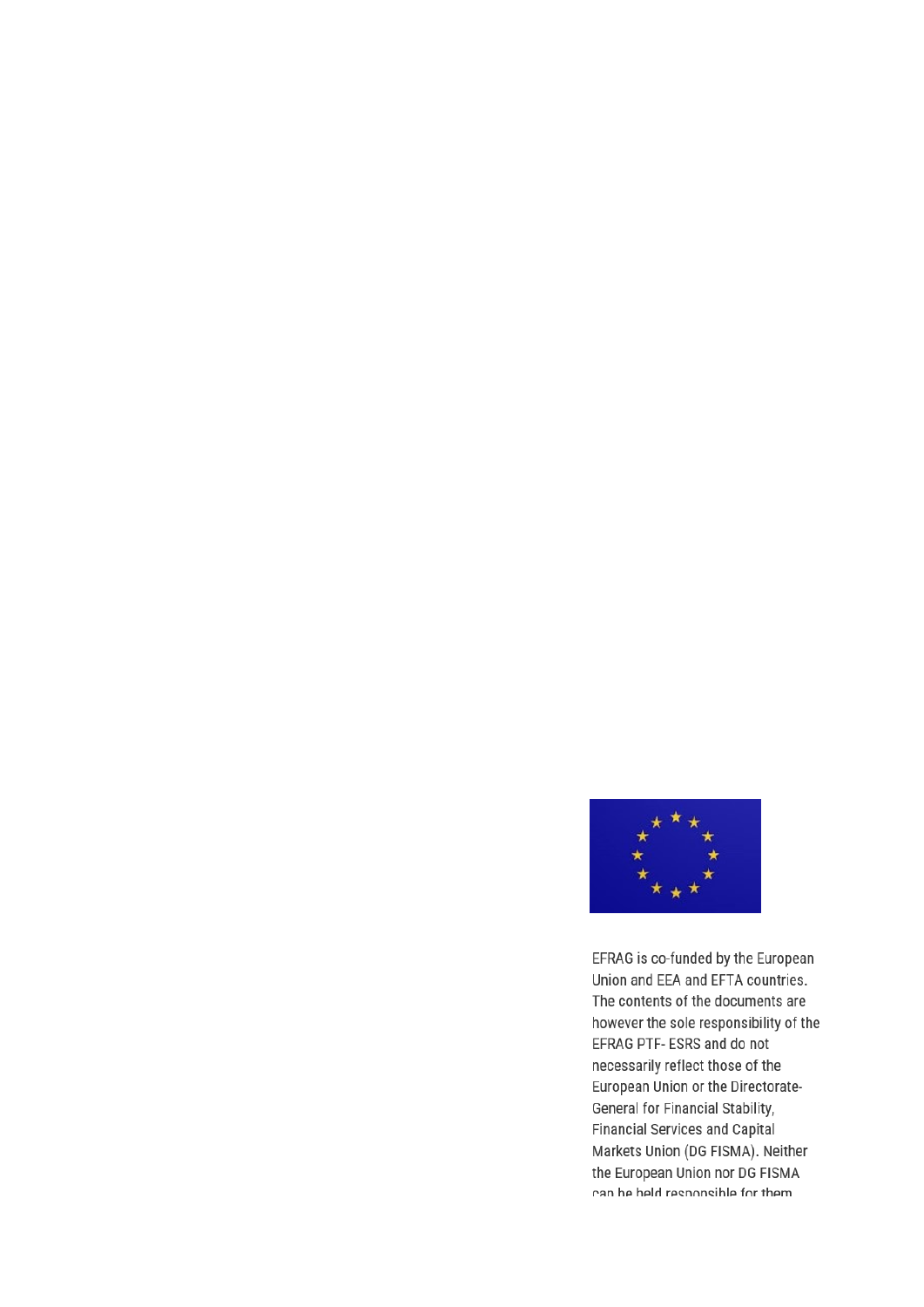EFRAG is co-funded by the European Union and EEA and EFTA countries. The contents of the documents are however the sole responsibility of the EFRAG PTF- ESRS and do not necessarily reflect those of the European Union or the Directorate-General for Financial Stability, Financial Services and Capital Markets Union (DG FISMA). Neither the European Union nor DG FISMA can be held responsible for them.